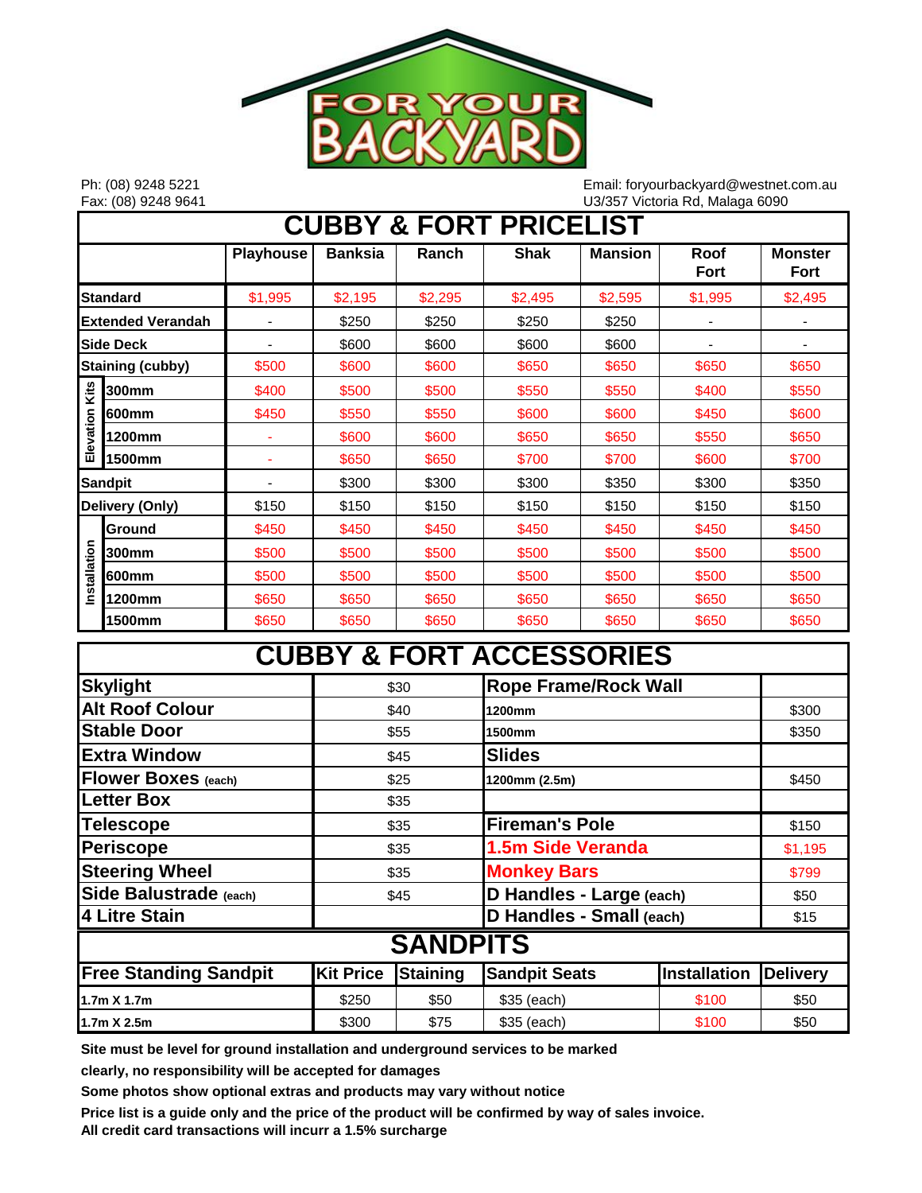FOR YOUR BACKYARD

Ph: (08) 9248 5221
Fax: (08) 9248 9641

Email: foryourbackyard@westnet.com.au
U3/357 Victoria Rd, Malaga 6090

## CUBBY & FORT PRICELIST

| | | Playhouse | Banksia | Ranch | Shak | Mansion | Roof Fort | Monster Fort |
|---|---|---|---|---|---|---|---|---|
| Standard | | $1,995 | $2,195 | $2,295 | $2,495 | $2,595 | $1,995 | $2,495 |
| Extended Verandah | | - | $250 | $250 | $250 | $250 | - | - |
| Side Deck | | - | $600 | $600 | $600 | $600 | - | - |
| Staining (cubby) | | $500 | $600 | $600 | $650 | $650 | $650 | $650 |
| Elevation Kits | 300mm | $400 | $500 | $500 | $550 | $550 | $400 | $550 |
| | 600mm | $450 | $550 | $550 | $600 | $600 | $450 | $600 |
| | 1200mm | - | $600 | $600 | $650 | $650 | $550 | $650 |
| | 1500mm | - | $650 | $650 | $700 | $700 | $600 | $700 |
| Sandpit | | - | $300 | $300 | $300 | $350 | $300 | $350 |
| Delivery (Only) | | $150 | $150 | $150 | $150 | $150 | $150 | $150 |
| Installation | Ground | $450 | $450 | $450 | $450 | $450 | $450 | $450 |
| | 300mm | $500 | $500 | $500 | $500 | $500 | $500 | $500 |
| | 600mm | $500 | $500 | $500 | $500 | $500 | $500 | $500 |
| | 1200mm | $650 | $650 | $650 | $650 | $650 | $650 | $650 |
| | 1500mm | $650 | $650 | $650 | $650 | $650 | $650 | $650 |

## CUBBY & FORT ACCESSORIES

| | | | |
|---|---|---|---|
| Skylight | $30 | Rope Frame/Rock Wall | |
| Alt Roof Colour | $40 | 1200mm | $300 |
| Stable Door | $55 | 1500mm | $350 |
| Extra Window | $45 | Slides | |
| Flower Boxes (each) | $25 | 1200mm (2.5m) | $450 |
| Letter Box | $35 | | |
| Telescope | $35 | Fireman's Pole | $150 |
| Periscope | $35 | 1.5m Side Veranda | $1,195 |
| Steering Wheel | $35 | Monkey Bars | $799 |
| Side Balustrade (each) | $45 | D Handles - Large (each) | $50 |
| 4 Litre Stain | | D Handles - Small (each) | $15 |

## SANDPITS

| Free Standing Sandpit | Kit Price | Staining | Sandpit Seats | Installation | Delivery |
|---|---|---|---|---|---|
| 1.7m X 1.7m | $250 | $50 | $35 (each) | $100 | $50 |
| 1.7m X 2.5m | $300 | $75 | $35 (each) | $100 | $50 |

**Site must be level for ground installation and underground services to be marked clearly, no responsibility will be accepted for damages**

**Some photos show optional extras and products may vary without notice**

**Price list is a guide only and the price of the product will be confirmed by way of sales invoice.**
**All credit card transactions will incurr a 1.5% surcharge**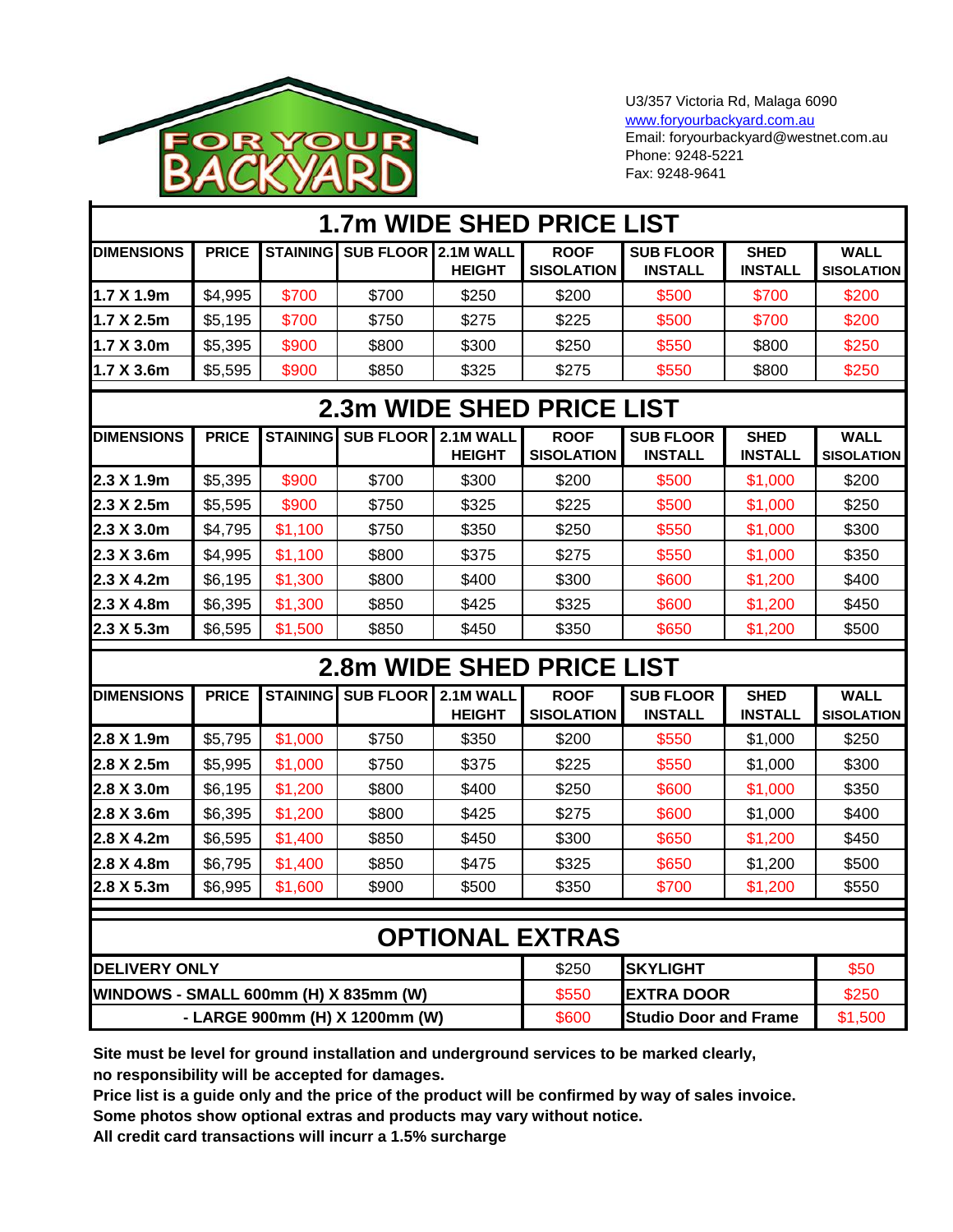FOR YOUR BACKYARD

U3/357 Victoria Rd, Malaga 6090
www.foryourbackyard.com.au
Email: foryourbackyard@westnet.com.au
Phone: 9248-5221
Fax: 9248-9641

## 1.7m WIDE SHED PRICE LIST

| DIMENSIONS | PRICE | STAINING | SUB FLOOR | 2.1M WALL HEIGHT | ROOF SISOLATION | SUB FLOOR INSTALL | SHED INSTALL | WALL SISOLATION |
|---|---|---|---|---|---|---|---|---|
| 1.7 X 1.9m | $4,995 | $700 | $700 | $250 | $200 | $500 | $700 | $200 |
| 1.7 X 2.5m | $5,195 | $700 | $750 | $275 | $225 | $500 | $700 | $200 |
| 1.7 X 3.0m | $5,395 | $900 | $800 | $300 | $250 | $550 | $800 | $250 |
| 1.7 X 3.6m | $5,595 | $900 | $850 | $325 | $275 | $550 | $800 | $250 |

## 2.3m WIDE SHED PRICE LIST

| DIMENSIONS | PRICE | STAINING | SUB FLOOR | 2.1M WALL HEIGHT | ROOF SISOLATION | SUB FLOOR INSTALL | SHED INSTALL | WALL SISOLATION |
|---|---|---|---|---|---|---|---|---|
| 2.3 X 1.9m | $5,395 | $900 | $700 | $300 | $200 | $500 | $1,000 | $200 |
| 2.3 X 2.5m | $5,595 | $900 | $750 | $325 | $225 | $500 | $1,000 | $250 |
| 2.3 X 3.0m | $4,795 | $1,100 | $750 | $350 | $250 | $550 | $1,000 | $300 |
| 2.3 X 3.6m | $4,995 | $1,100 | $800 | $375 | $275 | $550 | $1,000 | $350 |
| 2.3 X 4.2m | $6,195 | $1,300 | $800 | $400 | $300 | $600 | $1,200 | $400 |
| 2.3 X 4.8m | $6,395 | $1,300 | $850 | $425 | $325 | $600 | $1,200 | $450 |
| 2.3 X 5.3m | $6,595 | $1,500 | $850 | $450 | $350 | $650 | $1,200 | $500 |

## 2.8m WIDE SHED PRICE LIST

| DIMENSIONS | PRICE | STAINING | SUB FLOOR | 2.1M WALL HEIGHT | ROOF SISOLATION | SUB FLOOR INSTALL | SHED INSTALL | WALL SISOLATION |
|---|---|---|---|---|---|---|---|---|
| 2.8 X 1.9m | $5,795 | $1,000 | $750 | $350 | $200 | $550 | $1,000 | $250 |
| 2.8 X 2.5m | $5,995 | $1,000 | $750 | $375 | $225 | $550 | $1,000 | $300 |
| 2.8 X 3.0m | $6,195 | $1,200 | $800 | $400 | $250 | $600 | $1,000 | $350 |
| 2.8 X 3.6m | $6,395 | $1,200 | $800 | $425 | $275 | $600 | $1,000 | $400 |
| 2.8 X 4.2m | $6,595 | $1,400 | $850 | $450 | $300 | $650 | $1,200 | $450 |
| 2.8 X 4.8m | $6,795 | $1,400 | $850 | $475 | $325 | $650 | $1,200 | $500 |
| 2.8 X 5.3m | $6,995 | $1,600 | $900 | $500 | $350 | $700 | $1,200 | $550 |

## OPTIONAL EXTRAS

| Item | Price | Item | Price |
|---|---|---|---|
| DELIVERY ONLY | $250 | SKYLIGHT | $50 |
| WINDOWS - SMALL 600mm (H) X 835mm (W) | $550 | EXTRA DOOR | $250 |
| - LARGE 900mm (H) X 1200mm (W) | $600 | Studio Door and Frame | $1,500 |

**Site must be level for ground installation and underground services to be marked clearly, no responsibility will be accepted for damages.**

**Price list is a guide only and the price of the product will be confirmed by way of sales invoice.**

**Some photos show optional extras and products may vary without notice.**

**All credit card transactions will incurr a 1.5% surcharge**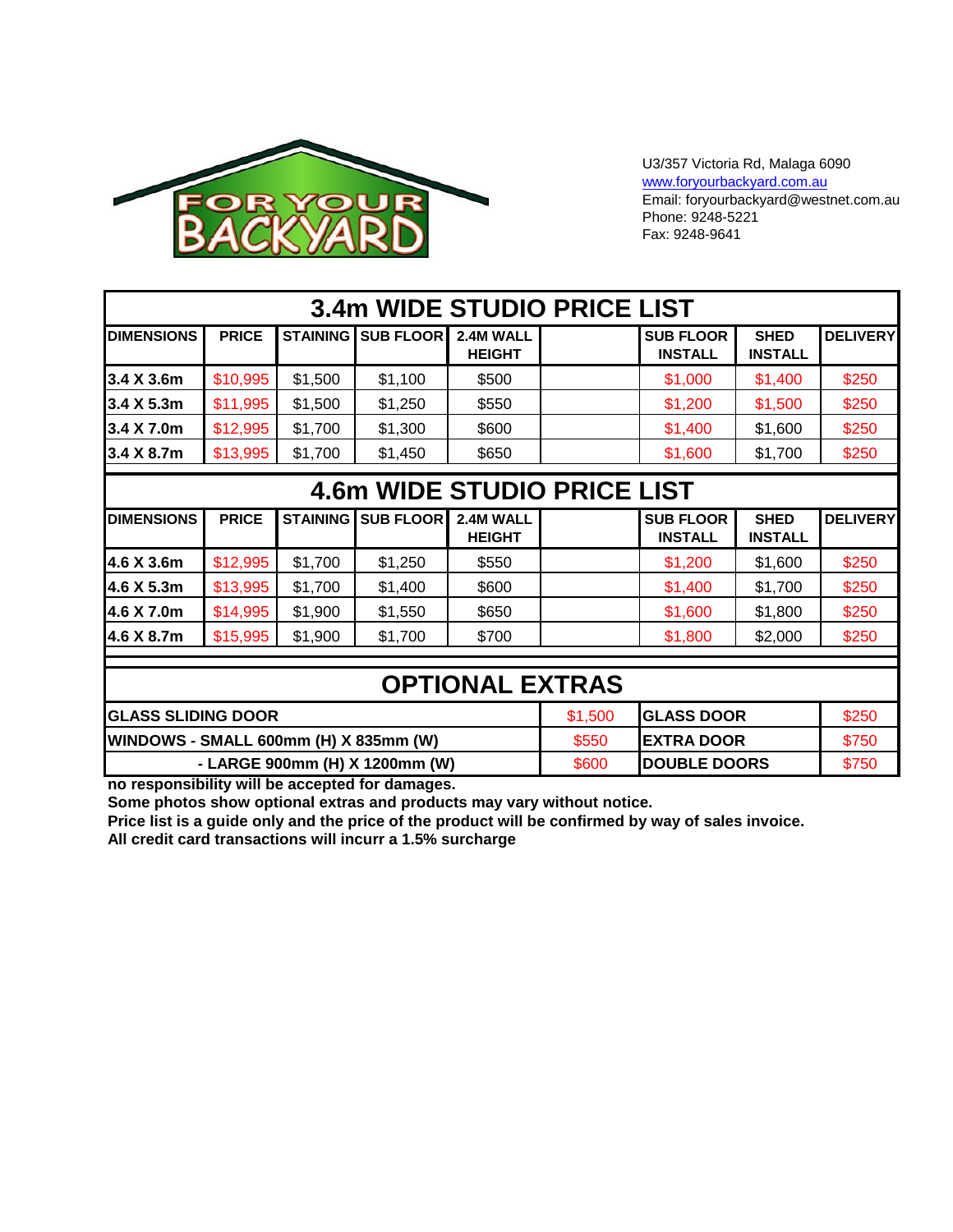FOR YOUR BACKYARD

U3/357 Victoria Rd, Malaga 6090
www.foryourbackyard.com.au
Email: foryourbackyard@westnet.com.au
Phone: 9248-5221
Fax: 9248-9641

## 3.4m WIDE STUDIO PRICE LIST

| DIMENSIONS | PRICE | STAINING | SUB FLOOR | 2.4M WALL HEIGHT | | SUB FLOOR INSTALL | SHED INSTALL | DELIVERY |
|---|---|---|---|---|---|---|---|---|
| 3.4 X 3.6m | $10,995 | $1,500 | $1,100 | $500 | | $1,000 | $1,400 | $250 |
| 3.4 X 5.3m | $11,995 | $1,500 | $1,250 | $550 | | $1,200 | $1,500 | $250 |
| 3.4 X 7.0m | $12,995 | $1,700 | $1,300 | $600 | | $1,400 | $1,600 | $250 |
| 3.4 X 8.7m | $13,995 | $1,700 | $1,450 | $650 | | $1,600 | $1,700 | $250 |

## 4.6m WIDE STUDIO PRICE LIST

| DIMENSIONS | PRICE | STAINING | SUB FLOOR | 2.4M WALL HEIGHT | | SUB FLOOR INSTALL | SHED INSTALL | DELIVERY |
|---|---|---|---|---|---|---|---|---|
| 4.6 X 3.6m | $12,995 | $1,700 | $1,250 | $550 | | $1,200 | $1,600 | $250 |
| 4.6 X 5.3m | $13,995 | $1,700 | $1,400 | $600 | | $1,400 | $1,700 | $250 |
| 4.6 X 7.0m | $14,995 | $1,900 | $1,550 | $650 | | $1,600 | $1,800 | $250 |
| 4.6 X 8.7m | $15,995 | $1,900 | $1,700 | $700 | | $1,800 | $2,000 | $250 |

## OPTIONAL EXTRAS

| Item | Price | Item | Price |
|---|---|---|---|
| GLASS SLIDING DOOR | $1,500 | GLASS DOOR | $250 |
| WINDOWS - SMALL 600mm (H) X 835mm (W) | $550 | EXTRA DOOR | $750 |
| - LARGE 900mm (H) X 1200mm (W) | $600 | DOUBLE DOORS | $750 |

**no responsibility will be accepted for damages.**
**Some photos show optional extras and products may vary without notice.**
**Price list is a guide only and the price of the product will be confirmed by way of sales invoice.**
**All credit card transactions will incurr a 1.5% surcharge**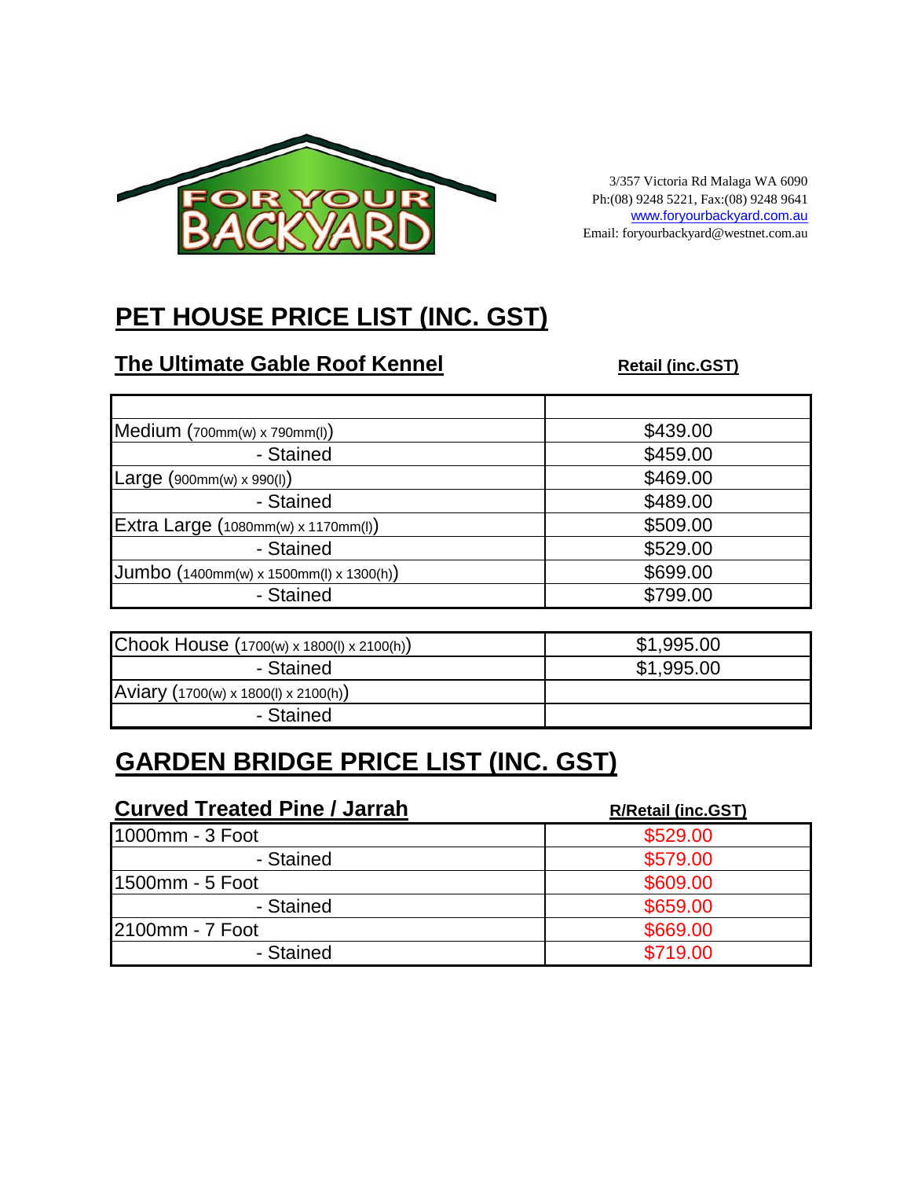FOR YOUR BACKYARD

3/357 Victoria Rd Malaga WA 6090
Ph:(08) 9248 5221, Fax:(08) 9248 9641
www.foryourbackyard.com.au
Email: foryourbackyard@westnet.com.au

# PET HOUSE PRICE LIST (INC. GST)

## The Ultimate Gable Roof Kennel

| | Retail (inc.GST) |
|---|---|
| Medium (700mm(w) x 790mm(l)) | $439.00 |
| - Stained | $459.00 |
| Large (900mm(w) x 990(l)) | $469.00 |
| - Stained | $489.00 |
| Extra Large (1080mm(w) x 1170mm(l)) | $509.00 |
| - Stained | $529.00 |
| Jumbo (1400mm(w) x 1500mm(l) x 1300(h)) | $699.00 |
| - Stained | $799.00 |

| | |
|---|---|
| Chook House (1700(w) x 1800(l) x 2100(h)) | $1,995.00 |
| - Stained | $1,995.00 |
| Aviary (1700(w) x 1800(l) x 2100(h)) | |
| - Stained | |

# GARDEN BRIDGE PRICE LIST (INC. GST)

## Curved Treated Pine / Jarrah

| | R/Retail (inc.GST) |
|---|---|
| 1000mm - 3 Foot | $529.00 |
| - Stained | $579.00 |
| 1500mm - 5 Foot | $609.00 |
| - Stained | $659.00 |
| 2100mm - 7 Foot | $669.00 |
| - Stained | $719.00 |